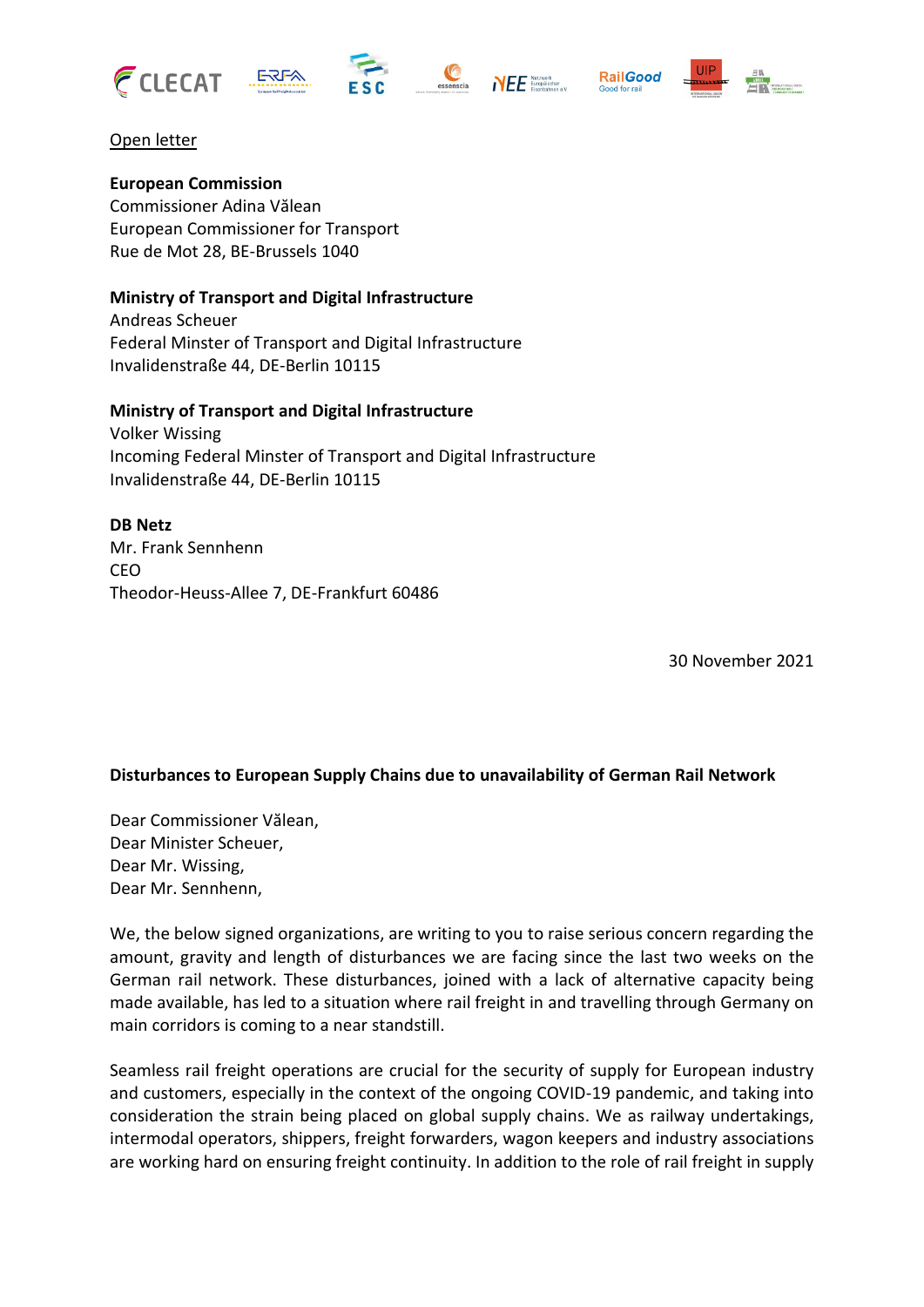Open letter

**European Commission**
Commissioner Adina Vălean
European Commissioner for Transport
Rue de Mot 28, BE-Brussels 1040

**Ministry of Transport and Digital Infrastructure**
Andreas Scheuer
Federal Minster of Transport and Digital Infrastructure
Invalidenstraße 44, DE-Berlin 10115

**Ministry of Transport and Digital Infrastructure**
Volker Wissing
Incoming Federal Minster of Transport and Digital Infrastructure
Invalidenstraße 44, DE-Berlin 10115

**DB Netz**
Mr. Frank Sennhenn
CEO
Theodor-Heuss-Allee 7, DE-Frankfurt 60486

30 November 2021

**Disturbances to European Supply Chains due to unavailability of German Rail Network**

Dear Commissioner Vălean,
Dear Minister Scheuer,
Dear Mr. Wissing,
Dear Mr. Sennhenn,

We, the below signed organizations, are writing to you to raise serious concern regarding the amount, gravity and length of disturbances we are facing since the last two weeks on the German rail network. These disturbances, joined with a lack of alternative capacity being made available, has led to a situation where rail freight in and travelling through Germany on main corridors is coming to a near standstill.

Seamless rail freight operations are crucial for the security of supply for European industry and customers, especially in the context of the ongoing COVID-19 pandemic, and taking into consideration the strain being placed on global supply chains. We as railway undertakings, intermodal operators, shippers, freight forwarders, wagon keepers and industry associations are working hard on ensuring freight continuity. In addition to the role of rail freight in supply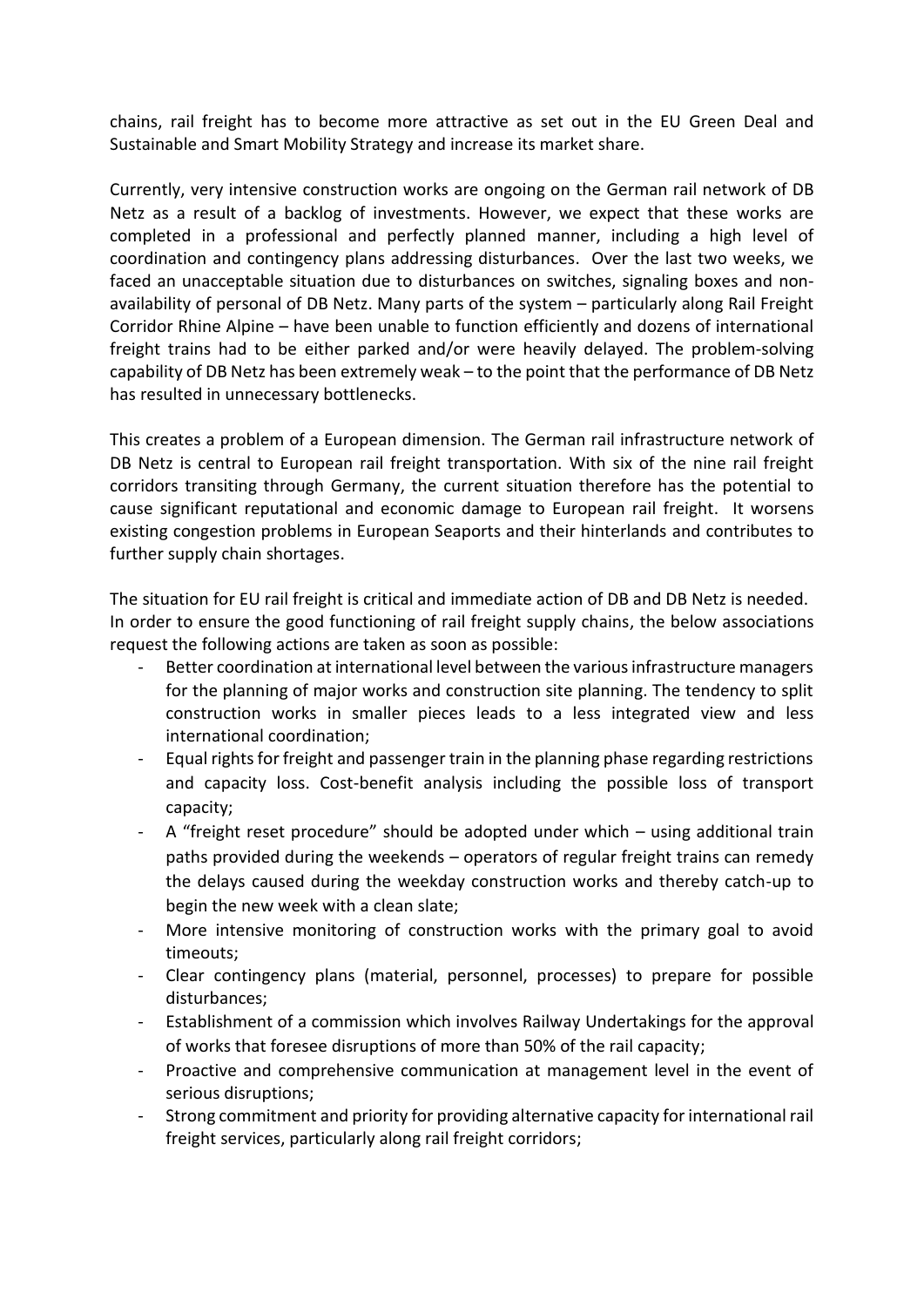chains, rail freight has to become more attractive as set out in the EU Green Deal and Sustainable and Smart Mobility Strategy and increase its market share.

Currently, very intensive construction works are ongoing on the German rail network of DB Netz as a result of a backlog of investments. However, we expect that these works are completed in a professional and perfectly planned manner, including a high level of coordination and contingency plans addressing disturbances. Over the last two weeks, we faced an unacceptable situation due to disturbances on switches, signaling boxes and non-availability of personal of DB Netz. Many parts of the system – particularly along Rail Freight Corridor Rhine Alpine – have been unable to function efficiently and dozens of international freight trains had to be either parked and/or were heavily delayed. The problem-solving capability of DB Netz has been extremely weak – to the point that the performance of DB Netz has resulted in unnecessary bottlenecks.

This creates a problem of a European dimension. The German rail infrastructure network of DB Netz is central to European rail freight transportation. With six of the nine rail freight corridors transiting through Germany, the current situation therefore has the potential to cause significant reputational and economic damage to European rail freight. It worsens existing congestion problems in European Seaports and their hinterlands and contributes to further supply chain shortages.

The situation for EU rail freight is critical and immediate action of DB and DB Netz is needed. In order to ensure the good functioning of rail freight supply chains, the below associations request the following actions are taken as soon as possible:

- Better coordination at international level between the various infrastructure managers for the planning of major works and construction site planning. The tendency to split construction works in smaller pieces leads to a less integrated view and less international coordination;
- Equal rights for freight and passenger train in the planning phase regarding restrictions and capacity loss. Cost-benefit analysis including the possible loss of transport capacity;
- A "freight reset procedure" should be adopted under which – using additional train paths provided during the weekends – operators of regular freight trains can remedy the delays caused during the weekday construction works and thereby catch-up to begin the new week with a clean slate;
- More intensive monitoring of construction works with the primary goal to avoid timeouts;
- Clear contingency plans (material, personnel, processes) to prepare for possible disturbances;
- Establishment of a commission which involves Railway Undertakings for the approval of works that foresee disruptions of more than 50% of the rail capacity;
- Proactive and comprehensive communication at management level in the event of serious disruptions;
- Strong commitment and priority for providing alternative capacity for international rail freight services, particularly along rail freight corridors;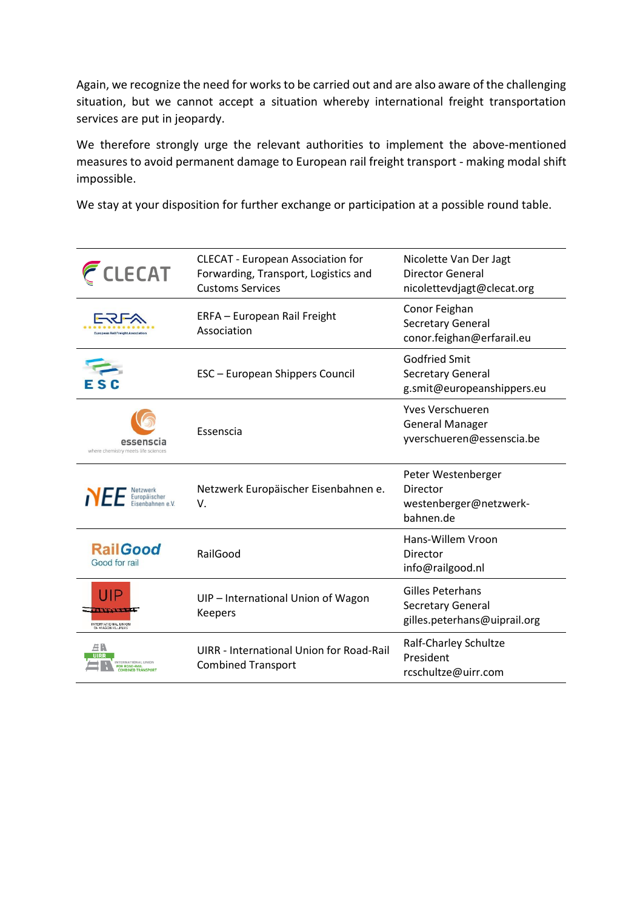Again, we recognize the need for works to be carried out and are also aware of the challenging situation, but we cannot accept a situation whereby international freight transportation services are put in jeopardy.

We therefore strongly urge the relevant authorities to implement the above-mentioned measures to avoid permanent damage to European rail freight transport - making modal shift impossible.

We stay at your disposition for further exchange or participation at a possible round table.

| | | |
|---|---|---|
| CLECAT | CLECAT - European Association for Forwarding, Transport, Logistics and Customs Services | Nicolette Van Der Jagt<br>Director General<br>nicolettevdjagt@clecat.org |
| ERFA European Rail Freight Association | ERFA – European Rail Freight Association | Conor Feighan<br>Secretary General<br>conor.feighan@erfarail.eu |
| ESC | ESC – European Shippers Council | Godfried Smit<br>Secretary General<br>g.smit@europeanshippers.eu |
| essenscia where chemistry meets life sciences | Essenscia | Yves Verschueren<br>General Manager<br>yverschueren@essenscia.be |
| NEE Netzwerk Europäischer Eisenbahnen e.V. | Netzwerk Europäischer Eisenbahnen e. V. | Peter Westenberger<br>Director<br>westenberger@netzwerk-bahnen.de |
| RailGood Good for rail | RailGood | Hans-Willem Vroon<br>Director<br>info@railgood.nl |
| UIP International Union of Wagon Keepers | UIP – International Union of Wagon Keepers | Gilles Peterhans<br>Secretary General<br>gilles.peterhans@uiprail.org |
| UIRR International Union for Road-Rail Combined Transport | UIRR - International Union for Road-Rail Combined Transport | Ralf-Charley Schultze<br>President<br>rcschultze@uirr.com |